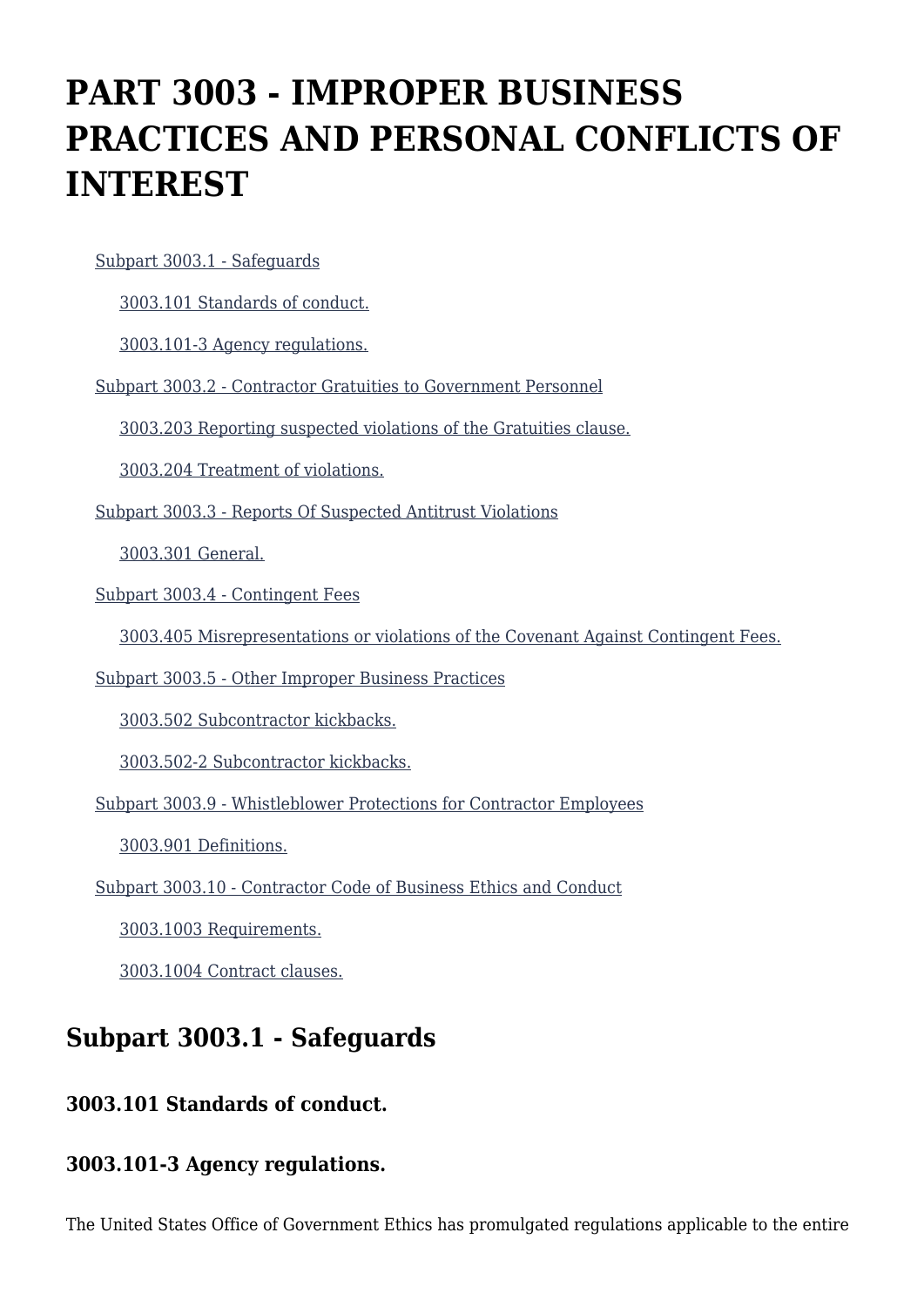# PART 3003 - IMPROPER BUSINESS PRACTICES AND PERSONAL CONFLICTS OF INTEREST

- Subpart 3003.1 - Safeguards
  - 3003.101 Standards of conduct.
  - 3003.101-3 Agency regulations.
- Subpart 3003.2 - Contractor Gratuities to Government Personnel
  - 3003.203 Reporting suspected violations of the Gratuities clause.
  - 3003.204 Treatment of violations.
- Subpart 3003.3 - Reports Of Suspected Antitrust Violations
  - 3003.301 General.
- Subpart 3003.4 - Contingent Fees
  - 3003.405 Misrepresentations or violations of the Covenant Against Contingent Fees.
- Subpart 3003.5 - Other Improper Business Practices
  - 3003.502 Subcontractor kickbacks.
  - 3003.502-2 Subcontractor kickbacks.
- Subpart 3003.9 - Whistleblower Protections for Contractor Employees
  - 3003.901 Definitions.
- Subpart 3003.10 - Contractor Code of Business Ethics and Conduct
  - 3003.1003 Requirements.
  - 3003.1004 Contract clauses.

## Subpart 3003.1 - Safeguards

### 3003.101 Standards of conduct.

### 3003.101-3 Agency regulations.

The United States Office of Government Ethics has promulgated regulations applicable to the entire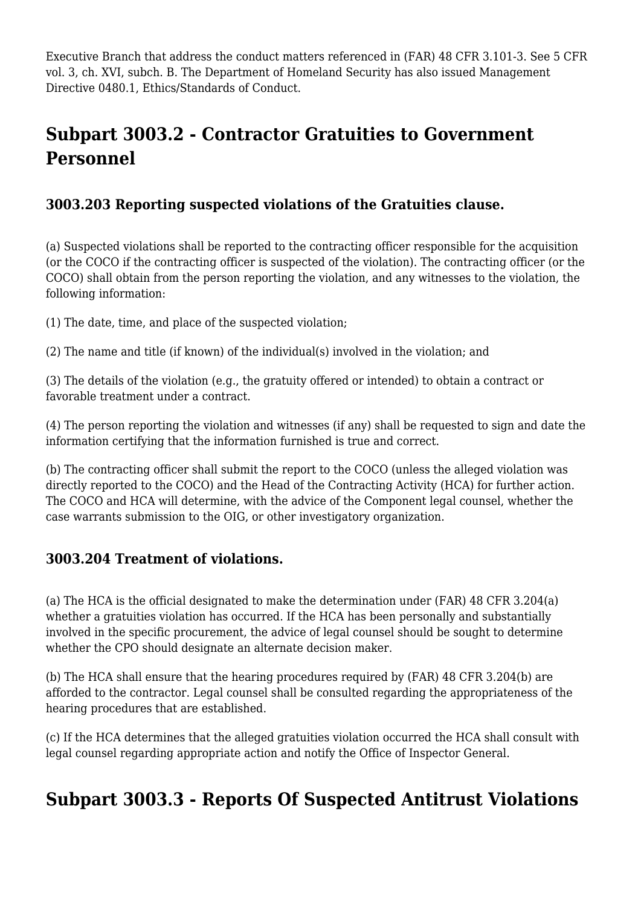Executive Branch that address the conduct matters referenced in (FAR) 48 CFR 3.101-3. See 5 CFR vol. 3, ch. XVI, subch. B. The Department of Homeland Security has also issued Management Directive 0480.1, Ethics/Standards of Conduct.

## Subpart 3003.2 - Contractor Gratuities to Government Personnel

### 3003.203 Reporting suspected violations of the Gratuities clause.

(a) Suspected violations shall be reported to the contracting officer responsible for the acquisition (or the COCO if the contracting officer is suspected of the violation). The contracting officer (or the COCO) shall obtain from the person reporting the violation, and any witnesses to the violation, the following information:

(1) The date, time, and place of the suspected violation;

(2) The name and title (if known) of the individual(s) involved in the violation; and

(3) The details of the violation (e.g., the gratuity offered or intended) to obtain a contract or favorable treatment under a contract.

(4) The person reporting the violation and witnesses (if any) shall be requested to sign and date the information certifying that the information furnished is true and correct.

(b) The contracting officer shall submit the report to the COCO (unless the alleged violation was directly reported to the COCO) and the Head of the Contracting Activity (HCA) for further action. The COCO and HCA will determine, with the advice of the Component legal counsel, whether the case warrants submission to the OIG, or other investigatory organization.

### 3003.204 Treatment of violations.

(a) The HCA is the official designated to make the determination under (FAR) 48 CFR 3.204(a) whether a gratuities violation has occurred. If the HCA has been personally and substantially involved in the specific procurement, the advice of legal counsel should be sought to determine whether the CPO should designate an alternate decision maker.

(b) The HCA shall ensure that the hearing procedures required by (FAR) 48 CFR 3.204(b) are afforded to the contractor. Legal counsel shall be consulted regarding the appropriateness of the hearing procedures that are established.

(c) If the HCA determines that the alleged gratuities violation occurred the HCA shall consult with legal counsel regarding appropriate action and notify the Office of Inspector General.

## Subpart 3003.3 - Reports Of Suspected Antitrust Violations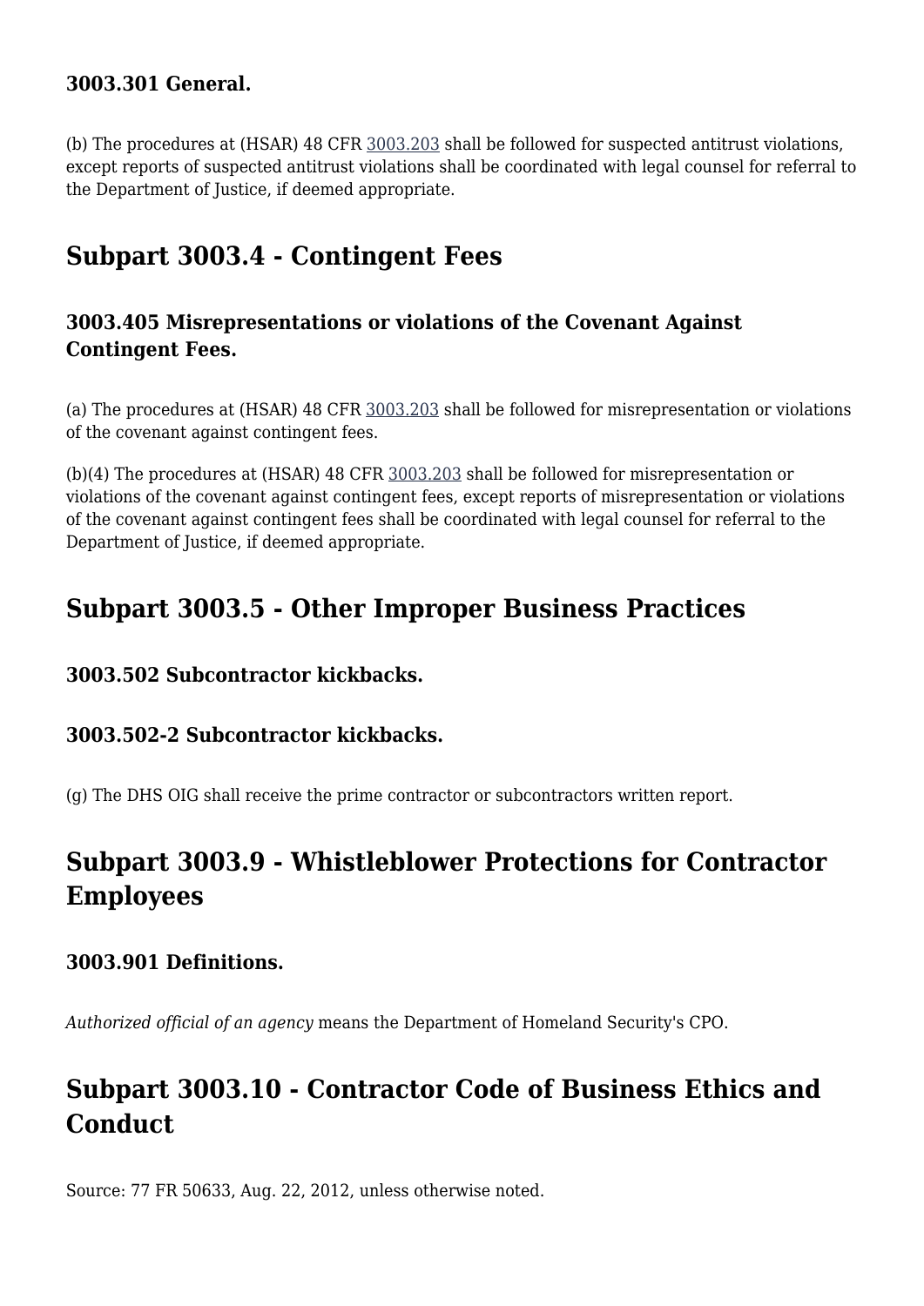### 3003.301 General.

(b) The procedures at (HSAR) 48 CFR 3003.203 shall be followed for suspected antitrust violations, except reports of suspected antitrust violations shall be coordinated with legal counsel for referral to the Department of Justice, if deemed appropriate.

## Subpart 3003.4 - Contingent Fees

### 3003.405 Misrepresentations or violations of the Covenant Against Contingent Fees.

(a) The procedures at (HSAR) 48 CFR 3003.203 shall be followed for misrepresentation or violations of the covenant against contingent fees.

(b)(4) The procedures at (HSAR) 48 CFR 3003.203 shall be followed for misrepresentation or violations of the covenant against contingent fees, except reports of misrepresentation or violations of the covenant against contingent fees shall be coordinated with legal counsel for referral to the Department of Justice, if deemed appropriate.

## Subpart 3003.5 - Other Improper Business Practices

### 3003.502 Subcontractor kickbacks.

### 3003.502-2 Subcontractor kickbacks.

(g) The DHS OIG shall receive the prime contractor or subcontractors written report.

## Subpart 3003.9 - Whistleblower Protections for Contractor Employees

### 3003.901 Definitions.

*Authorized official of an agency* means the Department of Homeland Security's CPO.

## Subpart 3003.10 - Contractor Code of Business Ethics and Conduct

Source: 77 FR 50633, Aug. 22, 2012, unless otherwise noted.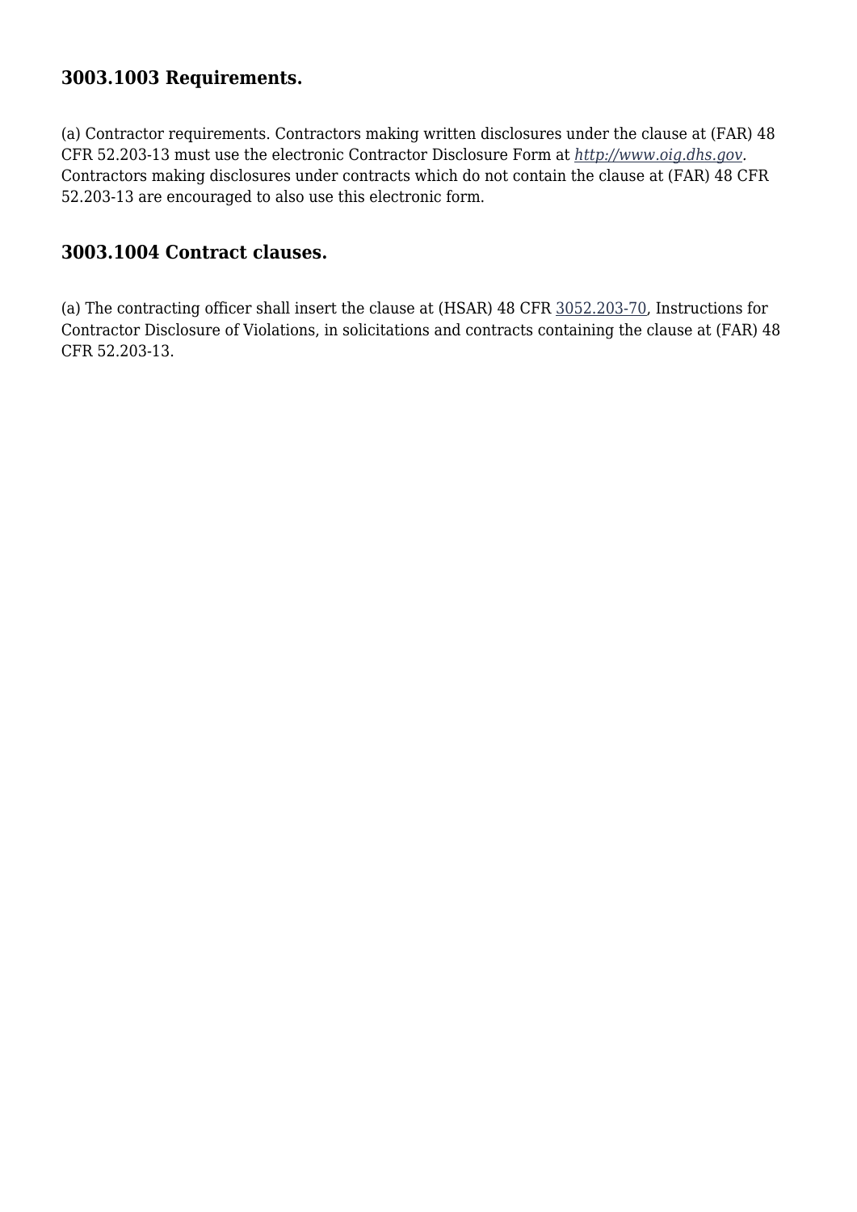### 3003.1003 Requirements.

(a) Contractor requirements. Contractors making written disclosures under the clause at (FAR) 48 CFR 52.203-13 must use the electronic Contractor Disclosure Form at *http://www.oig.dhs.gov*. Contractors making disclosures under contracts which do not contain the clause at (FAR) 48 CFR 52.203-13 are encouraged to also use this electronic form.

### 3003.1004 Contract clauses.

(a) The contracting officer shall insert the clause at (HSAR) 48 CFR 3052.203-70, Instructions for Contractor Disclosure of Violations, in solicitations and contracts containing the clause at (FAR) 48 CFR 52.203-13.